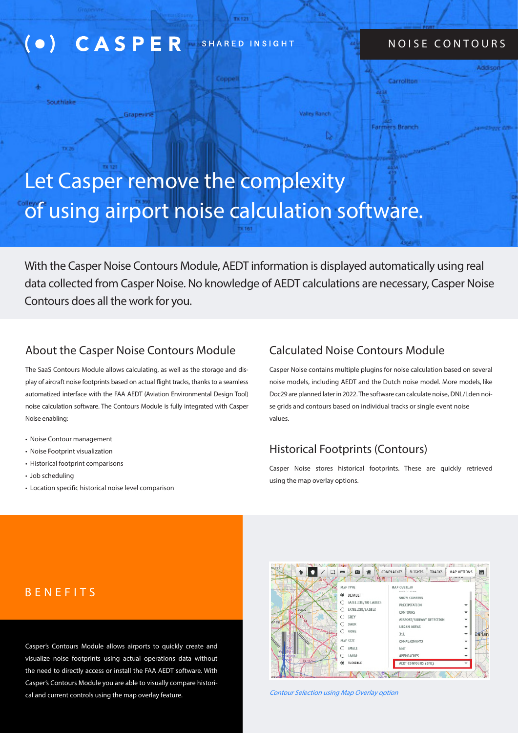# CASPER

SHARED INSIGHT

NOISE CONTOURS

## Let Casper remove the complexity of using airport noise calculation software.

With the Casper Noise Contours Module, AEDT information is displayed automatically using real data collected from Casper Noise. No knowledge of AEDT calculations are necessary, Casper Noise Contours does all the work for you.

### About the Casper Noise Contours Module

The SaaS Contours Module allows calculating, as well as the storage and display of aircraft noise footprints based on actual flight tracks, thanks to a seamless automatized interface with the FAA AEDT (Aviation Environmental Design Tool) noise calculation software. The Contours Module is fully integrated with Casper Noise enabling:

- Noise Contour management
- Noise Footprint visualization
- Historical footprint comparisons
- Job scheduling
- Location specific historical noise level comparison

### Calculated Noise Contours Module

Casper Noise contains multiple plugins for noise calculation based on several noise models, including AEDT and the Dutch noise model. More models, like Doc29 are planned later in 2022. The software can calculate noise, DNL/Lden noise grids and contours based on individual tracks or single event noise values.

### Historical Footprints (Contours)

Casper Noise stores historical footprints. These are quickly retrieved using the map overlay options.

## BENEFITS

Casper's Contours Module allows airports to quickly create and visualize noise footprints using actual operations data without the need to directly access or install the FAA AEDT software. With Casper's Contours Module you are able to visually compare historical and current controls using the map overlay feature.

*Contour Selection using Map Overlay option*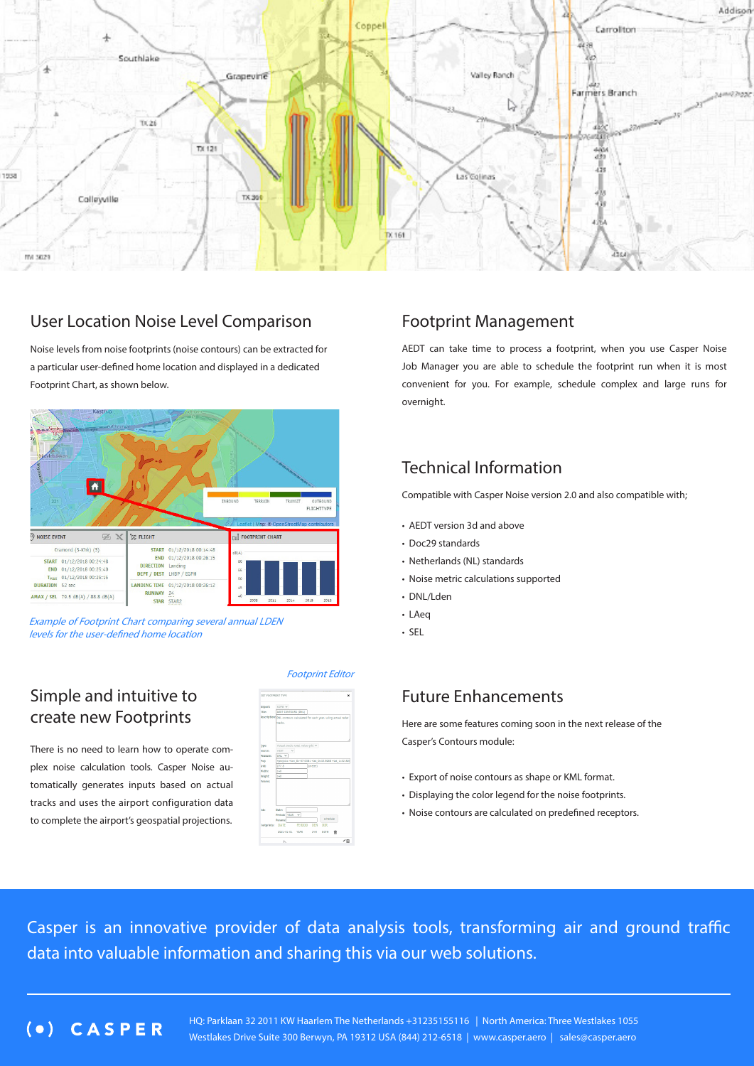## User Location Noise Level Comparison

Noise levels from noise footprints (noise contours) can be extracted for a particular user-defined home location and displayed in a dedicated Footprint Chart, as shown below.

*Example of Footprint Chart comparing several annual LDEN levels for the user-defined home location*

## Simple and intuitive to create new Footprints

There is no need to learn how to operate complex noise calculation tools. Casper Noise automatically generates inputs based on actual tracks and uses the airport configuration data to complete the airport's geospatial projections.

*Footprint Editor*

## Footprint Management

AEDT can take time to process a footprint, when you use Casper Noise Job Manager you are able to schedule the footprint run when it is most convenient for you. For example, schedule complex and large runs for overnight.

## Technical Information

Compatible with Casper Noise version 2.0 and also compatible with;

- AEDT version 3d and above
- Doc29 standards
- Netherlands (NL) standards
- Noise metric calculations supported
- DNL/Lden
- LAeq
- SEL

## Future Enhancements

Here are some features coming soon in the next release of the Casper's Contours module:

- Export of noise contours as shape or KML format.
- Displaying the color legend for the noise footprints.
- Noise contours are calculated on predefined receptors.

Casper is an innovative provider of data analysis tools, transforming air and ground traffic data into valuable information and sharing this via our web solutions.

CASPER

HQ: Parklaan 32 2011 KW Haarlem The Netherlands +31235155116 | North America: Three Westlakes 1055 Westlakes Drive Suite 300 Berwyn, PA 19312 USA (844) 212-6518 | www.casper.aero | sales@casper.aero